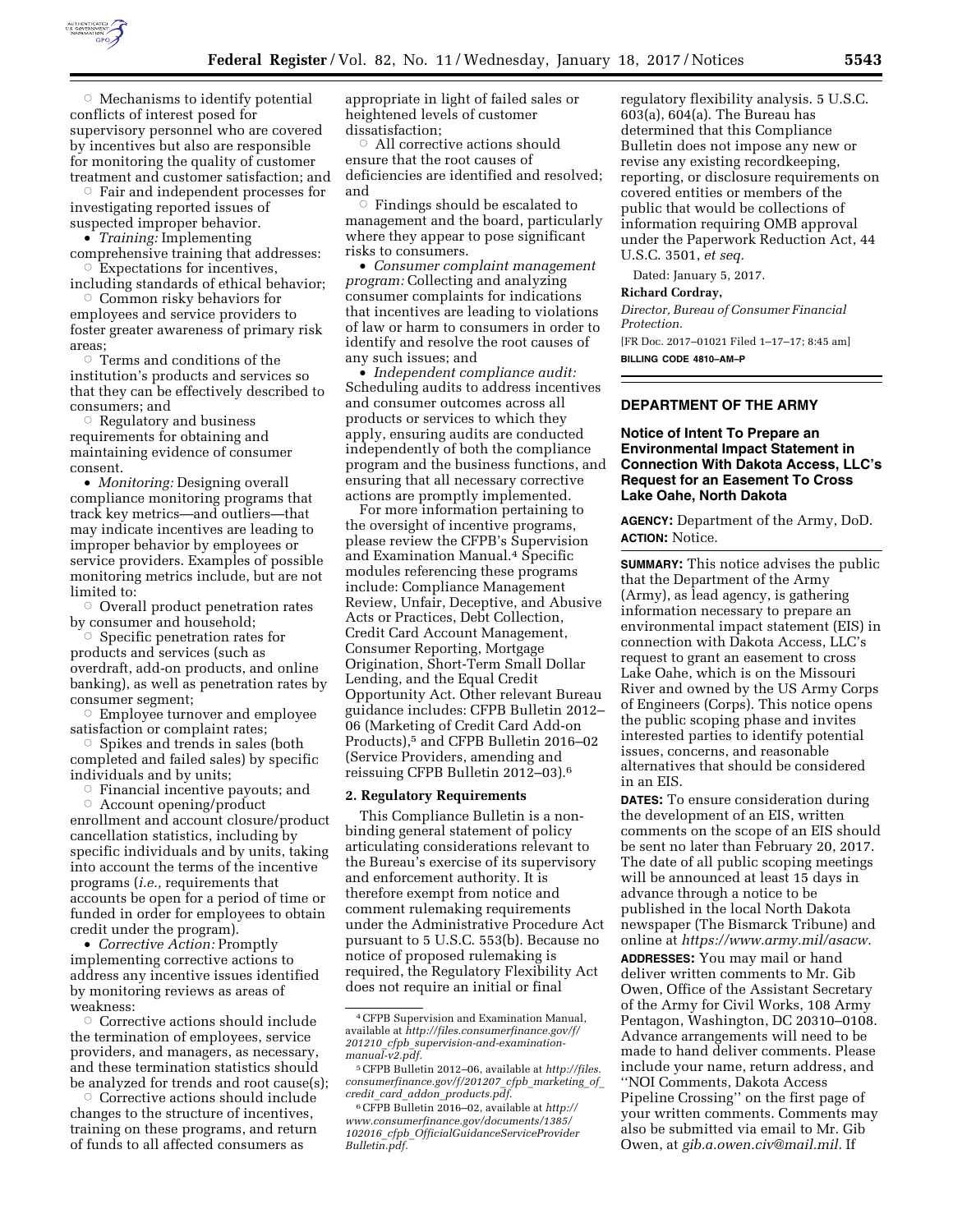- Mechanisms to identify potential conflicts of interest posed for supervisory personnel who are covered by incentives but also are responsible for monitoring the quality of customer treatment and customer satisfaction; and
- Fair and independent processes for investigating reported issues of suspected improper behavior.

- *Training:* Implementing comprehensive training that addresses:
  - Expectations for incentives, including standards of ethical behavior;
  - Common risky behaviors for employees and service providers to foster greater awareness of primary risk areas;
  - Terms and conditions of the institution's products and services so that they can be effectively described to consumers; and
  - Regulatory and business requirements for obtaining and maintaining evidence of consumer consent.
- *Monitoring:* Designing overall compliance monitoring programs that track key metrics—and outliers—that may indicate incentives are leading to improper behavior by employees or service providers. Examples of possible monitoring metrics include, but are not limited to:
  - Overall product penetration rates by consumer and household;
  - Specific penetration rates for products and services (such as overdraft, add-on products, and online banking), as well as penetration rates by consumer segment;
  - Employee turnover and employee satisfaction or complaint rates;
  - Spikes and trends in sales (both completed and failed sales) by specific individuals and by units;
  - Financial incentive payouts; and
  - Account opening/product enrollment and account closure/product cancellation statistics, including by specific individuals and by units, taking into account the terms of the incentive programs (*i.e.,* requirements that accounts be open for a period of time or funded in order for employees to obtain credit under the program).
- *Corrective Action:* Promptly implementing corrective actions to address any incentive issues identified by monitoring reviews as areas of weakness:
  - Corrective actions should include the termination of employees, service providers, and managers, as necessary, and these termination statistics should be analyzed for trends and root cause(s);
  - Corrective actions should include changes to the structure of incentives, training on these programs, and return of funds to all affected consumers as appropriate in light of failed sales or heightened levels of customer dissatisfaction;
  - All corrective actions should ensure that the root causes of deficiencies are identified and resolved; and
  - Findings should be escalated to management and the board, particularly where they appear to pose significant risks to consumers.
- *Consumer complaint management program:* Collecting and analyzing consumer complaints for indications that incentives are leading to violations of law or harm to consumers in order to identify and resolve the root causes of any such issues; and
- *Independent compliance audit:* Scheduling audits to address incentives and consumer outcomes across all products or services to which they apply, ensuring audits are conducted independently of both the compliance program and the business functions, and ensuring that all necessary corrective actions are promptly implemented.

For more information pertaining to the oversight of incentive programs, please review the CFPB's Supervision and Examination Manual.[4] Specific modules referencing these programs include: Compliance Management Review, Unfair, Deceptive, and Abusive Acts or Practices, Debt Collection, Credit Card Account Management, Consumer Reporting, Mortgage Origination, Short-Term Small Dollar Lending, and the Equal Credit Opportunity Act. Other relevant Bureau guidance includes: CFPB Bulletin 2012–06 (Marketing of Credit Card Add-on Products),[5] and CFPB Bulletin 2016–02 (Service Providers, amending and reissuing CFPB Bulletin 2012–03).[6]

## 2. Regulatory Requirements

This Compliance Bulletin is a non-binding general statement of policy articulating considerations relevant to the Bureau's exercise of its supervisory and enforcement authority. It is therefore exempt from notice and comment rulemaking requirements under the Administrative Procedure Act pursuant to 5 U.S.C. 553(b). Because no notice of proposed rulemaking is required, the Regulatory Flexibility Act does not require an initial or final regulatory flexibility analysis. 5 U.S.C. 603(a), 604(a). The Bureau has determined that this Compliance Bulletin does not impose any new or revise any existing recordkeeping, reporting, or disclosure requirements on covered entities or members of the public that would be collections of information requiring OMB approval under the Paperwork Reduction Act, 44 U.S.C. 3501, *et seq.*

Dated: January 5, 2017.

**Richard Cordray,**

*Director, Bureau of Consumer Financial Protection.*

[FR Doc. 2017–01021 Filed 1–17–17; 8:45 am]

**BILLING CODE 4810–AM–P**

---

[4] CFPB Supervision and Examination Manual, available at *http://files.consumerfinance.gov/f/201210_cfpb_supervision-and-examination-manual-v2.pdf.*

[5] CFPB Bulletin 2012–06, available at *http://files.consumerfinance.gov/f/201207_cfpb_marketing_of_credit_card_addon_products.pdf.*

[6] CFPB Bulletin 2016–02, available at *http://www.consumerfinance.gov/documents/1385/102016_cfpb_OfficialGuidanceServiceProviderBulletin.pdf.*

---

# DEPARTMENT OF THE ARMY

## Notice of Intent To Prepare an Environmental Impact Statement in Connection With Dakota Access, LLC's Request for an Easement To Cross Lake Oahe, North Dakota

**AGENCY:** Department of the Army, DoD.

**ACTION:** Notice.

**SUMMARY:** This notice advises the public that the Department of the Army (Army), as lead agency, is gathering information necessary to prepare an environmental impact statement (EIS) in connection with Dakota Access, LLC's request to grant an easement to cross Lake Oahe, which is on the Missouri River and owned by the US Army Corps of Engineers (Corps). This notice opens the public scoping phase and invites interested parties to identify potential issues, concerns, and reasonable alternatives that should be considered in an EIS.

**DATES:** To ensure consideration during the development of an EIS, written comments on the scope of an EIS should be sent no later than February 20, 2017. The date of all public scoping meetings will be announced at least 15 days in advance through a notice to be published in the local North Dakota newspaper (The Bismarck Tribune) and online at *https://www.army.mil/asacw.*

**ADDRESSES:** You may mail or hand deliver written comments to Mr. Gib Owen, Office of the Assistant Secretary of the Army for Civil Works, 108 Army Pentagon, Washington, DC 20310–0108. Advance arrangements will need to be made to hand deliver comments. Please include your name, return address, and ''NOI Comments, Dakota Access Pipeline Crossing'' on the first page of your written comments. Comments may also be submitted via email to Mr. Gib Owen, at *gib.a.owen.civ@mail.mil.* If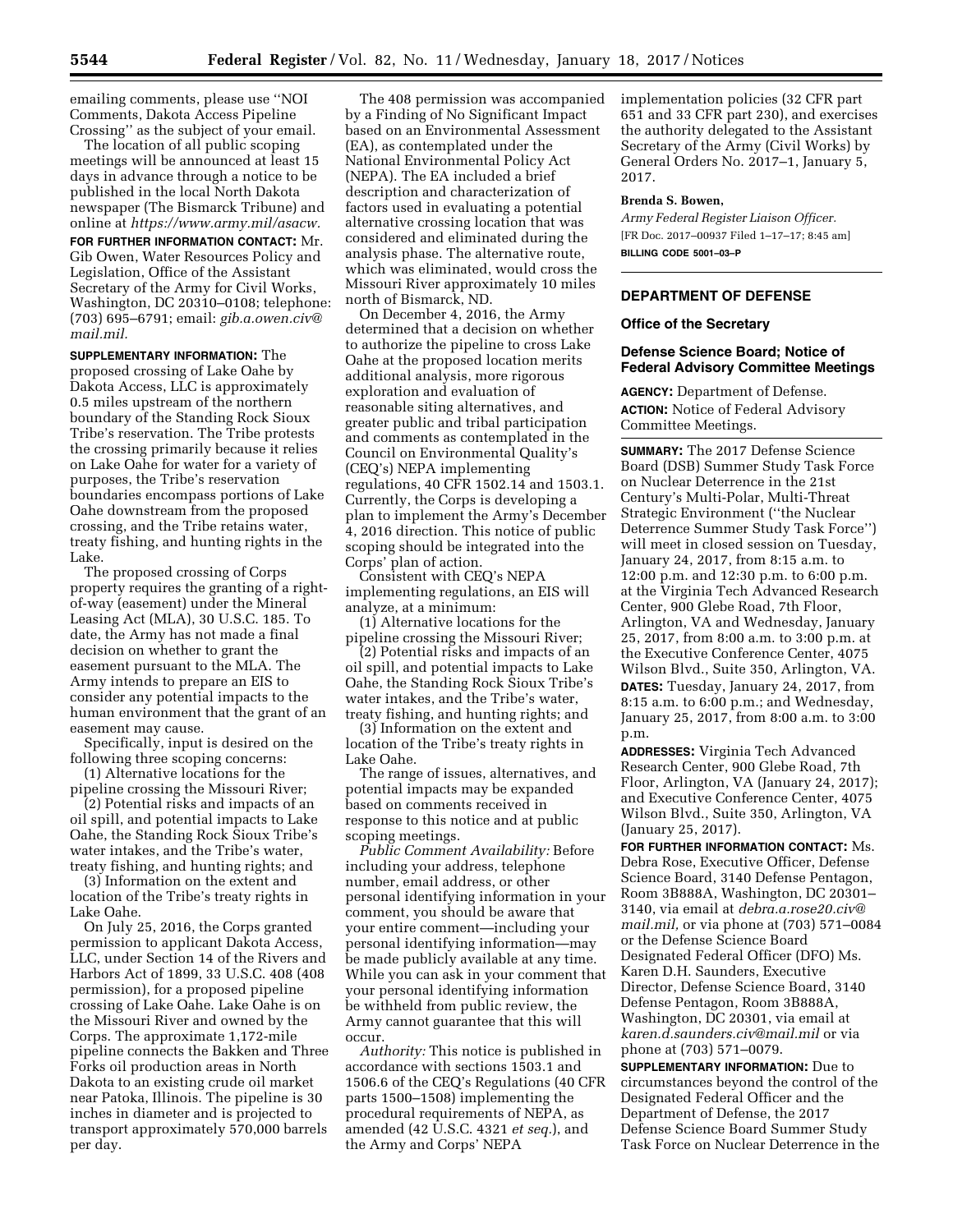emailing comments, please use ''NOI Comments, Dakota Access Pipeline Crossing'' as the subject of your email.

The location of all public scoping meetings will be announced at least 15 days in advance through a notice to be published in the local North Dakota newspaper (The Bismarck Tribune) and online at *https://www.army.mil/asacw.*

**FOR FURTHER INFORMATION CONTACT:** Mr. Gib Owen, Water Resources Policy and Legislation, Office of the Assistant Secretary of the Army for Civil Works, Washington, DC 20310–0108; telephone: (703) 695–6791; email: *gib.a.owen.civ@mail.mil.*

**SUPPLEMENTARY INFORMATION:** The proposed crossing of Lake Oahe by Dakota Access, LLC is approximately 0.5 miles upstream of the northern boundary of the Standing Rock Sioux Tribe's reservation. The Tribe protests the crossing primarily because it relies on Lake Oahe for water for a variety of purposes, the Tribe's reservation boundaries encompass portions of Lake Oahe downstream from the proposed crossing, and the Tribe retains water, treaty fishing, and hunting rights in the Lake.

The proposed crossing of Corps property requires the granting of a right-of-way (easement) under the Mineral Leasing Act (MLA), 30 U.S.C. 185. To date, the Army has not made a final decision on whether to grant the easement pursuant to the MLA. The Army intends to prepare an EIS to consider any potential impacts to the human environment that the grant of an easement may cause.

Specifically, input is desired on the following three scoping concerns:

(1) Alternative locations for the pipeline crossing the Missouri River;

(2) Potential risks and impacts of an oil spill, and potential impacts to Lake Oahe, the Standing Rock Sioux Tribe's water intakes, and the Tribe's water, treaty fishing, and hunting rights; and

(3) Information on the extent and location of the Tribe's treaty rights in Lake Oahe.

On July 25, 2016, the Corps granted permission to applicant Dakota Access, LLC, under Section 14 of the Rivers and Harbors Act of 1899, 33 U.S.C. 408 (408 permission), for a proposed pipeline crossing of Lake Oahe. Lake Oahe is on the Missouri River and owned by the Corps. The approximate 1,172-mile pipeline connects the Bakken and Three Forks oil production areas in North Dakota to an existing crude oil market near Patoka, Illinois. The pipeline is 30 inches in diameter and is projected to transport approximately 570,000 barrels per day.

The 408 permission was accompanied by a Finding of No Significant Impact based on an Environmental Assessment (EA), as contemplated under the National Environmental Policy Act (NEPA). The EA included a brief description and characterization of factors used in evaluating a potential alternative crossing location that was considered and eliminated during the analysis phase. The alternative route, which was eliminated, would cross the Missouri River approximately 10 miles north of Bismarck, ND.

On December 4, 2016, the Army determined that a decision on whether to authorize the pipeline to cross Lake Oahe at the proposed location merits additional analysis, more rigorous exploration and evaluation of reasonable siting alternatives, and greater public and tribal participation and comments as contemplated in the Council on Environmental Quality's (CEQ's) NEPA implementing regulations, 40 CFR 1502.14 and 1503.1. Currently, the Corps is developing a plan to implement the Army's December 4, 2016 direction. This notice of public scoping should be integrated into the Corps' plan of action.

Consistent with CEQ's NEPA implementing regulations, an EIS will analyze, at a minimum:

(1) Alternative locations for the pipeline crossing the Missouri River;

(2) Potential risks and impacts of an oil spill, and potential impacts to Lake Oahe, the Standing Rock Sioux Tribe's water intakes, and the Tribe's water, treaty fishing, and hunting rights; and

(3) Information on the extent and location of the Tribe's treaty rights in Lake Oahe.

The range of issues, alternatives, and potential impacts may be expanded based on comments received in response to this notice and at public scoping meetings.

*Public Comment Availability:* Before including your address, telephone number, email address, or other personal identifying information in your comment, you should be aware that your entire comment—including your personal identifying information—may be made publicly available at any time. While you can ask in your comment that your personal identifying information be withheld from public review, the Army cannot guarantee that this will occur.

*Authority:* This notice is published in accordance with sections 1503.1 and 1506.6 of the CEQ's Regulations (40 CFR parts 1500–1508) implementing the procedural requirements of NEPA, as amended (42 U.S.C. 4321 *et seq.*), and the Army and Corps' NEPA implementation policies (32 CFR part 651 and 33 CFR part 230), and exercises the authority delegated to the Assistant Secretary of the Army (Civil Works) by General Orders No. 2017–1, January 5, 2017.

**Brenda S. Bowen,**

*Army Federal Register Liaison Officer.*

[FR Doc. 2017–00937 Filed 1–17–17; 8:45 am]

**BILLING CODE 5001–03–P**

## DEPARTMENT OF DEFENSE

### Office of the Secretary

### Defense Science Board; Notice of Federal Advisory Committee Meetings

**AGENCY:** Department of Defense.

**ACTION:** Notice of Federal Advisory Committee Meetings.

**SUMMARY:** The 2017 Defense Science Board (DSB) Summer Study Task Force on Nuclear Deterrence in the 21st Century's Multi-Polar, Multi-Threat Strategic Environment (''the Nuclear Deterrence Summer Study Task Force'') will meet in closed session on Tuesday, January 24, 2017, from 8:15 a.m. to 12:00 p.m. and 12:30 p.m. to 6:00 p.m. at the Virginia Tech Advanced Research Center, 900 Glebe Road, 7th Floor, Arlington, VA and Wednesday, January 25, 2017, from 8:00 a.m. to 3:00 p.m. at the Executive Conference Center, 4075 Wilson Blvd., Suite 350, Arlington, VA.

**DATES:** Tuesday, January 24, 2017, from 8:15 a.m. to 6:00 p.m.; and Wednesday, January 25, 2017, from 8:00 a.m. to 3:00 p.m.

**ADDRESSES:** Virginia Tech Advanced Research Center, 900 Glebe Road, 7th Floor, Arlington, VA (January 24, 2017); and Executive Conference Center, 4075 Wilson Blvd., Suite 350, Arlington, VA (January 25, 2017).

**FOR FURTHER INFORMATION CONTACT:** Ms. Debra Rose, Executive Officer, Defense Science Board, 3140 Defense Pentagon, Room 3B888A, Washington, DC 20301–3140, via email at *debra.a.rose20.civ@mail.mil,* or via phone at (703) 571–0084 or the Defense Science Board Designated Federal Officer (DFO) Ms. Karen D.H. Saunders, Executive Director, Defense Science Board, 3140 Defense Pentagon, Room 3B888A, Washington, DC 20301, via email at *karen.d.saunders.civ@mail.mil* or via phone at (703) 571–0079.

**SUPPLEMENTARY INFORMATION:** Due to circumstances beyond the control of the Designated Federal Officer and the Department of Defense, the 2017 Defense Science Board Summer Study Task Force on Nuclear Deterrence in the